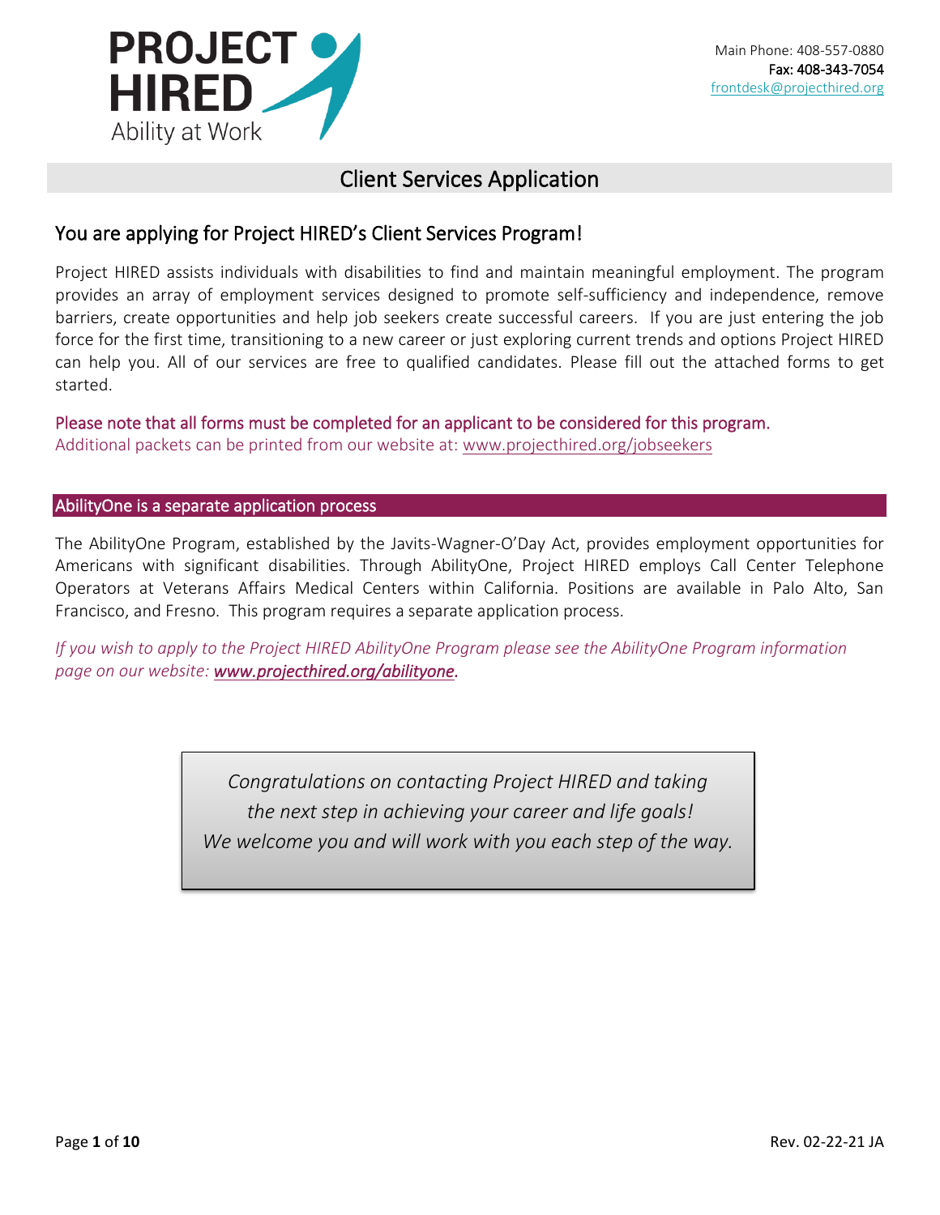PROJECT HIRED
Ability at Work

Main Phone: 408-557-0880
Fax: 408-343-7054
frontdesk@projecthired.org

# Client Services Application

## You are applying for Project HIRED's Client Services Program!

Project HIRED assists individuals with disabilities to find and maintain meaningful employment. The program provides an array of employment services designed to promote self-sufficiency and independence, remove barriers, create opportunities and help job seekers create successful careers. If you are just entering the job force for the first time, transitioning to a new career or just exploring current trends and options Project HIRED can help you. All of our services are free to qualified candidates. Please fill out the attached forms to get started.

Please note that all forms must be completed for an applicant to be considered for this program.
Additional packets can be printed from our website at: www.projecthired.org/jobseekers

### AbilityOne is a separate application process

The AbilityOne Program, established by the Javits-Wagner-O'Day Act, provides employment opportunities for Americans with significant disabilities. Through AbilityOne, Project HIRED employs Call Center Telephone Operators at Veterans Affairs Medical Centers within California. Positions are available in Palo Alto, San Francisco, and Fresno. This program requires a separate application process.

*If you wish to apply to the Project HIRED AbilityOne Program please see the AbilityOne Program information page on our website: **www.projecthired.org/abilityone**.*

*Congratulations on contacting Project HIRED and taking the next step in achieving your career and life goals! We welcome you and will work with you each step of the way.*

Rev. 02-22-21 JA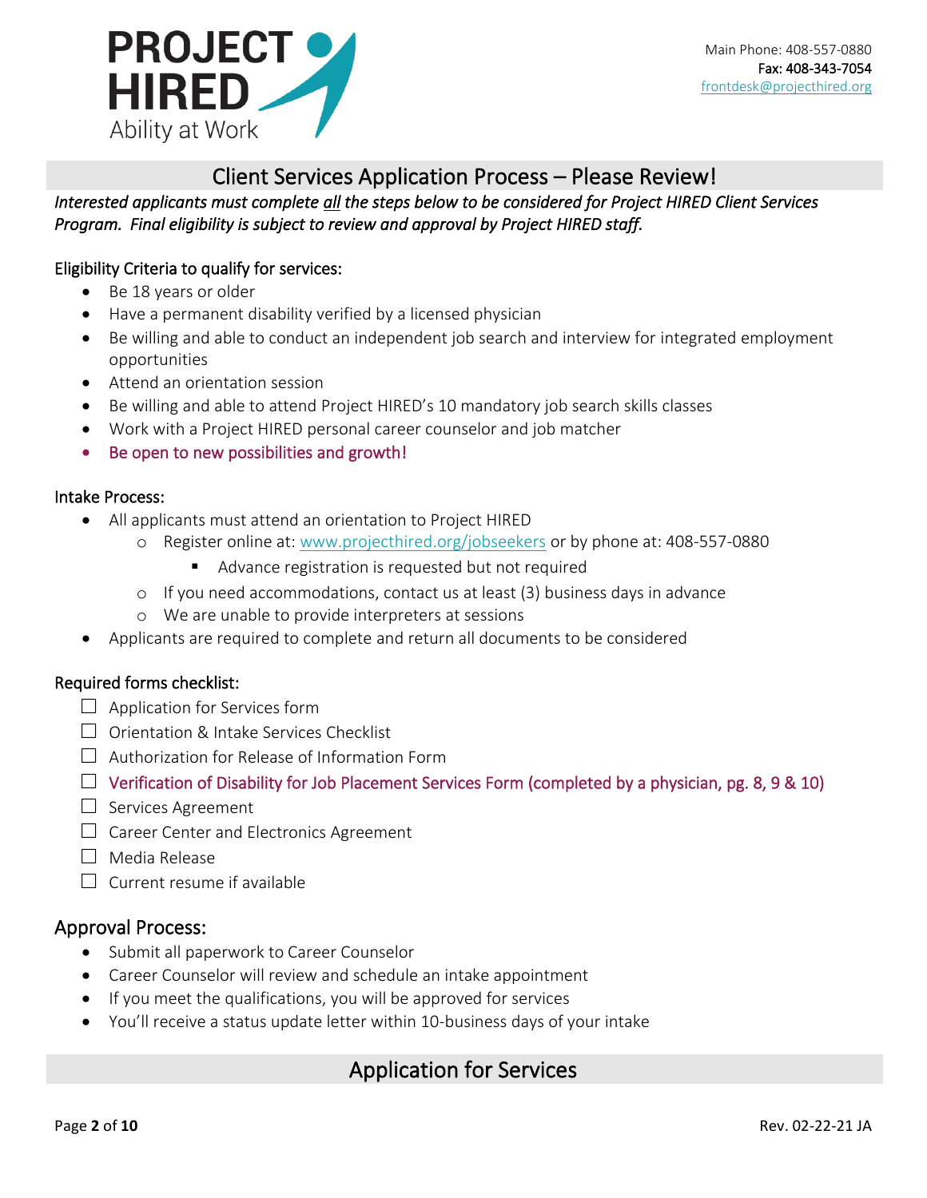# PROJECT HIRED
Ability at Work

Main Phone: 408-557-0880
Fax: 408-343-7054
frontdesk@projecthired.org

## Client Services Application Process – Please Review!

*Interested applicants must complete all the steps below to be considered for Project HIRED Client Services Program. Final eligibility is subject to review and approval by Project HIRED staff.*

### Eligibility Criteria to qualify for services:

- Be 18 years or older
- Have a permanent disability verified by a licensed physician
- Be willing and able to conduct an independent job search and interview for integrated employment opportunities
- Attend an orientation session
- Be willing and able to attend Project HIRED's 10 mandatory job search skills classes
- Work with a Project HIRED personal career counselor and job matcher
- Be open to new possibilities and growth!

### Intake Process:

- All applicants must attend an orientation to Project HIRED
  - Register online at: www.projecthired.org/jobseekers or by phone at: 408-557-0880
    - Advance registration is requested but not required
  - If you need accommodations, contact us at least (3) business days in advance
  - We are unable to provide interpreters at sessions
- Applicants are required to complete and return all documents to be considered

### Required forms checklist:

- ☐ Application for Services form
- ☐ Orientation & Intake Services Checklist
- ☐ Authorization for Release of Information Form
- ☐ Verification of Disability for Job Placement Services Form (completed by a physician, pg. 8, 9 & 10)
- ☐ Services Agreement
- ☐ Career Center and Electronics Agreement
- ☐ Media Release
- ☐ Current resume if available

### Approval Process:

- Submit all paperwork to Career Counselor
- Career Counselor will review and schedule an intake appointment
- If you meet the qualifications, you will be approved for services
- You'll receive a status update letter within 10-business days of your intake

## Application for Services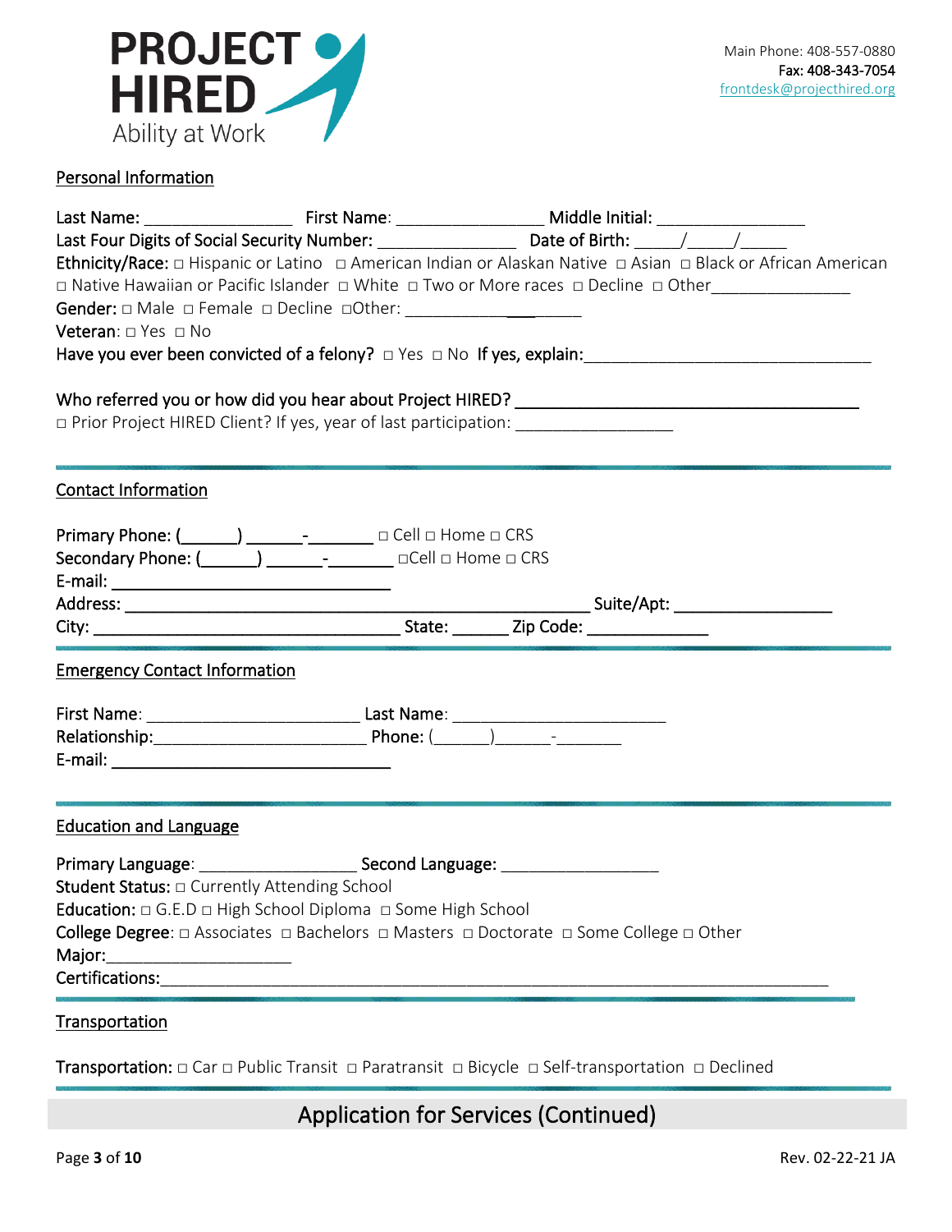PROJECT HIRED
Ability at Work

Main Phone: 408-557-0880
Fax: 408-343-7054
frontdesk@projecthired.org

## Personal Information

Last Name: ________________ First Name: ________________ Middle Initial: ________________
Last Four Digits of Social Security Number: _______________ Date of Birth: _____/_____/_____
**Ethnicity/Race:** □ Hispanic or Latino □ American Indian or Alaskan Native □ Asian □ Black or African American □ Native Hawaiian or Pacific Islander □ White □ Two or More races □ Decline □ Other_______________
**Gender:** □ Male □ Female □ Decline □Other: _________________
**Veteran:** □ Yes □ No
Have you ever been convicted of a felony? □ Yes □ No **If yes, explain:**_______________________________

Who referred you or how did you hear about Project HIRED? ______________________________________
□ Prior Project HIRED Client? If yes, year of last participation: _________________

## Contact Information

Primary Phone: (______) ______-_______ □ Cell □ Home □ CRS
Secondary Phone: (______) ______-_______ □Cell □ Home □ CRS
E-mail: _______________________________
Address: ____________________________________________________ Suite/Apt: _________________
City: __________________________________ State: ______ Zip Code: _____________

## Emergency Contact Information

First Name: _______________________ Last Name: _______________________
Relationship:_______________________ Phone: (______)______-_______
E-mail: _______________________________

## Education and Language

Primary Language: _________________ Second Language: _________________
**Student Status:** □ Currently Attending School
**Education:** □ G.E.D □ High School Diploma □ Some High School
**College Degree:** □ Associates □ Bachelors □ Masters □ Doctorate □ Some College □ Other
Major:____________________
Certifications:_________________________________________________________________________

## Transportation

**Transportation:** □ Car □ Public Transit □ Paratransit □ Bicycle □ Self-transportation □ Declined

## Application for Services (Continued)

Rev. 02-22-21 JA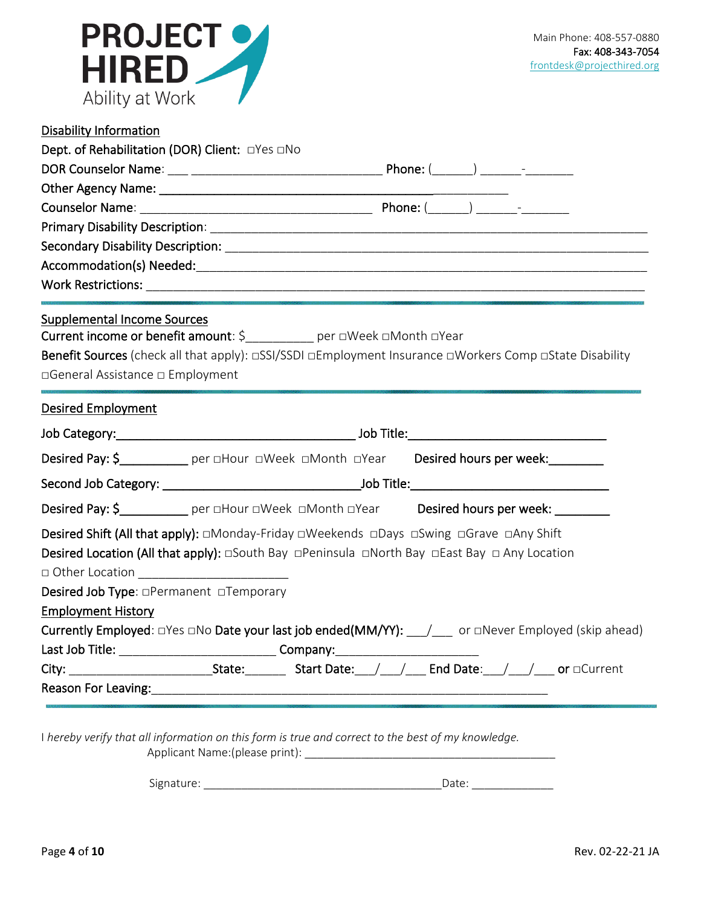PROJECT HIRED
Ability at Work

Main Phone: 408-557-0880
Fax: 408-343-7054
frontdesk@projecthired.org

## Disability Information

Dept. of Rehabilitation (DOR) Client: □Yes □No

DOR Counselor Name: ___ ____________________________ Phone: (______) ______-_______

Other Agency Name: ____________________________________________________

Counselor Name: __________________________________ Phone: (______) ______-_______

Primary Disability Description: ____________________________________________________________

Secondary Disability Description: __________________________________________________________

Accommodation(s) Needed:_______________________________________________________________

Work Restrictions: ________________________________________________________________________

## Supplemental Income Sources

**Current income or benefit amount**: $__________ per □Week □Month □Year

**Benefit Sources** (check all that apply): □SSI/SSDI □Employment Insurance □Workers Comp □State Disability □General Assistance □ Employment

## Desired Employment

**Job Category:**___________________________________ **Job Title:**_____________________________

**Desired Pay: $**__________ per □Hour □Week □Month □Year **Desired hours per week:**________

**Second Job Category:** ____________________________**Job Title:**_____________________________

**Desired Pay: $**__________ per □Hour □Week □Month □Year **Desired hours per week:** ________

**Desired Shift (All that apply):** □Monday-Friday □Weekends □Days □Swing □Grave □Any Shift

**Desired Location (All that apply):** □South Bay □Peninsula □North Bay □East Bay □ Any Location □ Other Location ______________________

**Desired Job Type**: □Permanent □Temporary

## Employment History

**Currently Employed**: □Yes □No **Date your last job ended(MM/YY):** ___/___ or □Never Employed (skip ahead)

**Last Job Title:** _______________________ **Company:**_____________________

**City:** _____________________**State:**______ **Start Date:**___/___/___ **End Date:**___/___/___ **or** □Current

**Reason For Leaving:**___________________________________________________________

I *hereby verify that all information on this form is true and correct to the best of my knowledge.*

Applicant Name:(please print): ________________________________________

Signature: ____________________________________Date: _____________

Rev. 02-22-21 JA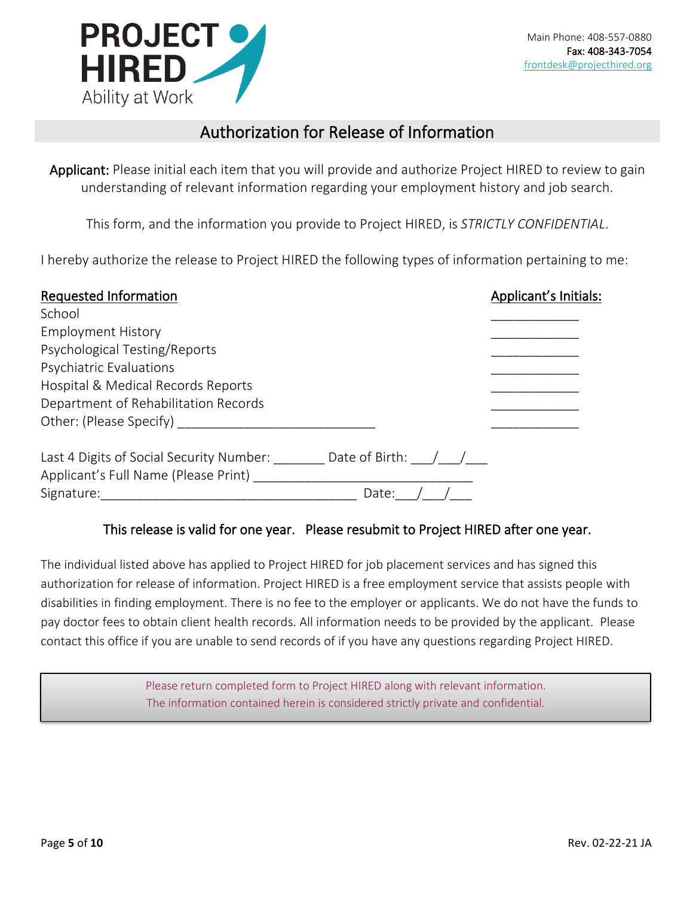PROJECT HIRED
Ability at Work

Main Phone: 408-557-0880
Fax: 408-343-7054
frontdesk@projecthired.org

## Authorization for Release of Information

**Applicant:** Please initial each item that you will provide and authorize Project HIRED to review to gain understanding of relevant information regarding your employment history and job search.

This form, and the information you provide to Project HIRED, is *STRICTLY CONFIDENTIAL*.

I hereby authorize the release to Project HIRED the following types of information pertaining to me:

| Requested Information | Applicant's Initials: |
|---|---|
| School | ____________ |
| Employment History | ____________ |
| Psychological Testing/Reports | ____________ |
| Psychiatric Evaluations | ____________ |
| Hospital & Medical Records Reports | ____________ |
| Department of Rehabilitation Records | ____________ |
| Other: (Please Specify) ___________________________ | ____________ |

Last 4 Digits of Social Security Number: _______ Date of Birth: ___/___/___
Applicant's Full Name (Please Print) ______________________________
Signature:___________________________________ Date:___/___/___

**This release is valid for one year. Please resubmit to Project HIRED after one year.**

The individual listed above has applied to Project HIRED for job placement services and has signed this authorization for release of information. Project HIRED is a free employment service that assists people with disabilities in finding employment. There is no fee to the employer or applicants. We do not have the funds to pay doctor fees to obtain client health records. All information needs to be provided by the applicant. Please contact this office if you are unable to send records of if you have any questions regarding Project HIRED.

Please return completed form to Project HIRED along with relevant information.
The information contained herein is considered strictly private and confidential.

Rev. 02-22-21 JA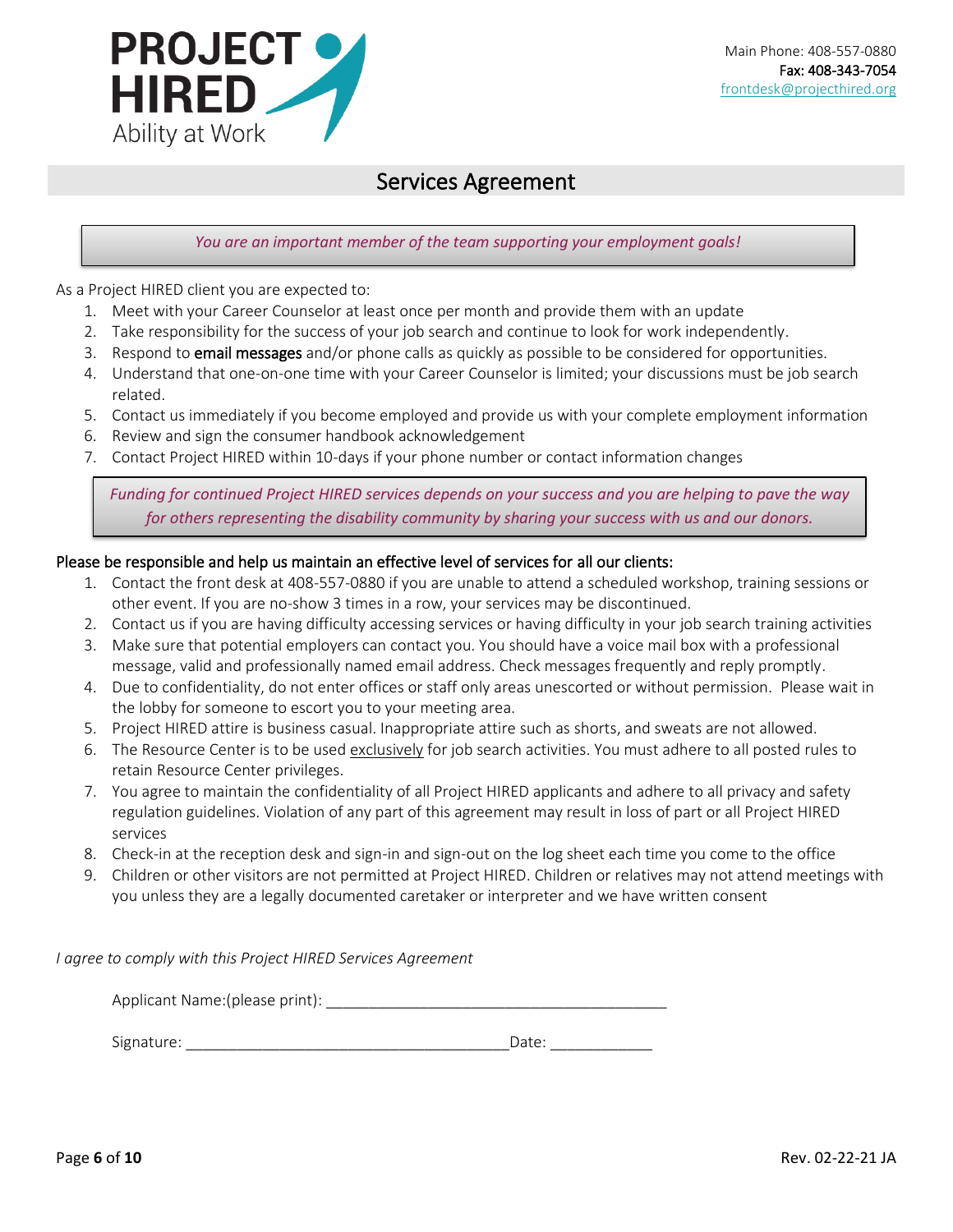PROJECT HIRED
Ability at Work

Main Phone: 408-557-0880
Fax: 408-343-7054
frontdesk@projecthired.org

## Services Agreement

*You are an important member of the team supporting your employment goals!*

As a Project HIRED client you are expected to:

1. Meet with your Career Counselor at least once per month and provide them with an update
2. Take responsibility for the success of your job search and continue to look for work independently.
3. Respond to email messages and/or phone calls as quickly as possible to be considered for opportunities.
4. Understand that one-on-one time with your Career Counselor is limited; your discussions must be job search related.
5. Contact us immediately if you become employed and provide us with your complete employment information
6. Review and sign the consumer handbook acknowledgement
7. Contact Project HIRED within 10-days if your phone number or contact information changes

*Funding for continued Project HIRED services depends on your success and you are helping to pave the way for others representing the disability community by sharing your success with us and our donors.*

Please be responsible and help us maintain an effective level of services for all our clients:

1. Contact the front desk at 408-557-0880 if you are unable to attend a scheduled workshop, training sessions or other event. If you are no-show 3 times in a row, your services may be discontinued.
2. Contact us if you are having difficulty accessing services or having difficulty in your job search training activities
3. Make sure that potential employers can contact you. You should have a voice mail box with a professional message, valid and professionally named email address. Check messages frequently and reply promptly.
4. Due to confidentiality, do not enter offices or staff only areas unescorted or without permission. Please wait in the lobby for someone to escort you to your meeting area.
5. Project HIRED attire is business casual. Inappropriate attire such as shorts, and sweats are not allowed.
6. The Resource Center is to be used <u>exclusively</u> for job search activities. You must adhere to all posted rules to retain Resource Center privileges.
7. You agree to maintain the confidentiality of all Project HIRED applicants and adhere to all privacy and safety regulation guidelines. Violation of any part of this agreement may result in loss of part or all Project HIRED services
8. Check-in at the reception desk and sign-in and sign-out on the log sheet each time you come to the office
9. Children or other visitors are not permitted at Project HIRED. Children or relatives may not attend meetings with you unless they are a legally documented caretaker or interpreter and we have written consent

*I agree to comply with this Project HIRED Services Agreement*

Applicant Name:(please print): ________________________________________

Signature: ______________________________________Date: ____________

Rev. 02-22-21 JA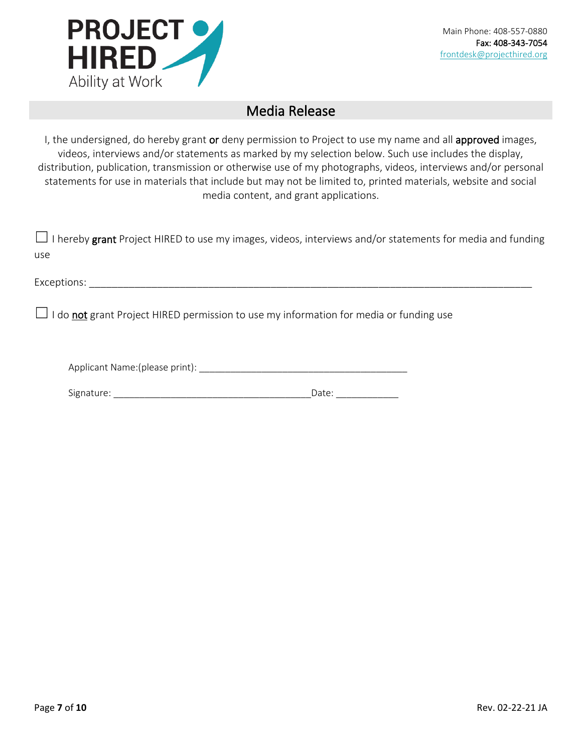**PROJECT HIRED**
Ability at Work

Main Phone: 408-557-0880
Fax: 408-343-7054
frontdesk@projecthired.org

## Media Release

I, the undersigned, do hereby grant **or** deny permission to Project to use my name and all **approved** images, videos, interviews and/or statements as marked by my selection below. Such use includes the display, distribution, publication, transmission or otherwise use of my photographs, videos, interviews and/or personal statements for use in materials that include but may not be limited to, printed materials, website and social media content, and grant applications.

☐ I hereby **grant** Project HIRED to use my images, videos, interviews and/or statements for media and funding use

Exceptions: ___________________________________________________________________________

☐ I do **not** grant Project HIRED permission to use my information for media or funding use

Applicant Name:(please print): ________________________________________

Signature: ______________________________________Date: ____________

Rev. 02-22-21 JA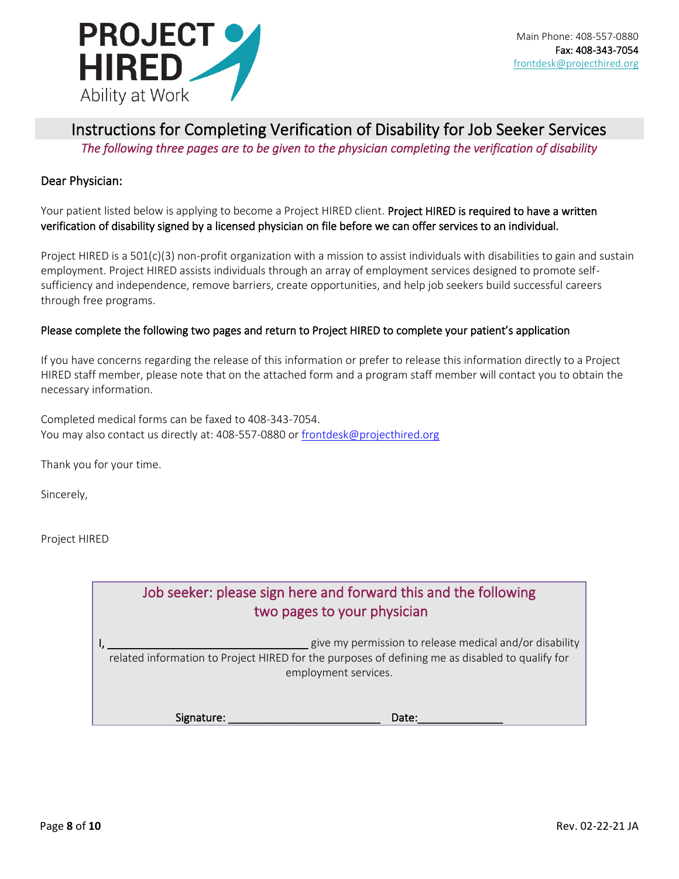PROJECT HIRED
Ability at Work

Main Phone: 408-557-0880
Fax: 408-343-7054
frontdesk@projecthired.org

# Instructions for Completing Verification of Disability for Job Seeker Services

*The following three pages are to be given to the physician completing the verification of disability*

Dear Physician:

Your patient listed below is applying to become a Project HIRED client. **Project HIRED is required to have a written verification of disability signed by a licensed physician on file before we can offer services to an individual.**

Project HIRED is a 501(c)(3) non-profit organization with a mission to assist individuals with disabilities to gain and sustain employment. Project HIRED assists individuals through an array of employment services designed to promote self-sufficiency and independence, remove barriers, create opportunities, and help job seekers build successful careers through free programs.

**Please complete the following two pages and return to Project HIRED to complete your patient's application**

If you have concerns regarding the release of this information or prefer to release this information directly to a Project HIRED staff member, please note that on the attached form and a program staff member will contact you to obtain the necessary information.

Completed medical forms can be faxed to 408-343-7054.
You may also contact us directly at: 408-557-0880 or frontdesk@projecthired.org

Thank you for your time.

Sincerely,

Project HIRED

## Job seeker: please sign here and forward this and the following two pages to your physician

I, ________________________________ give my permission to release medical and/or disability related information to Project HIRED for the purposes of defining me as disabled to qualify for employment services.

Signature: ________________________ Date:_____________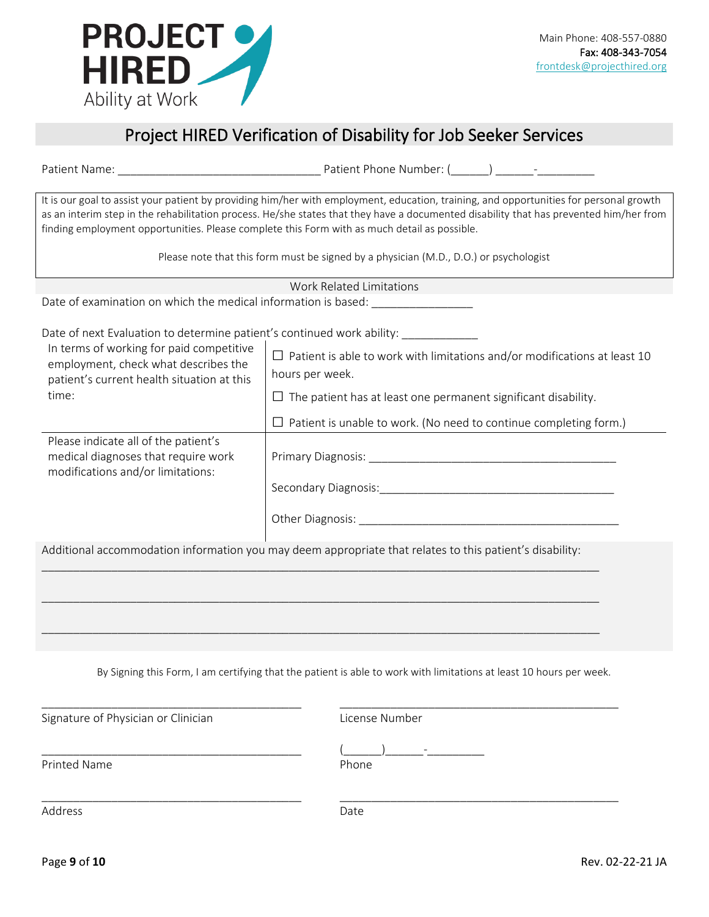PROJECT HIRED
Ability at Work

Main Phone: 408-557-0880
Fax: 408-343-7054
frontdesk@projecthired.org

# Project HIRED Verification of Disability for Job Seeker Services

Patient Name: _______________________________ Patient Phone Number: (______) ______-_________

It is our goal to assist your patient by providing him/her with employment, education, training, and opportunities for personal growth as an interim step in the rehabilitation process. He/she states that they have a documented disability that has prevented him/her from finding employment opportunities. Please complete this Form with as much detail as possible.

Please note that this form must be signed by a physician (M.D., D.O.) or psychologist

## Work Related Limitations

Date of examination on which the medical information is based: ________________

Date of next Evaluation to determine patient's continued work ability: ____________

| | |
|---|---|
| In terms of working for paid competitive employment, check what describes the patient's current health situation at this time: | ☐ Patient is able to work with limitations and/or modifications at least 10 hours per week.<br>☐ The patient has at least one permanent significant disability.<br>☐ Patient is unable to work. (No need to continue completing form.) |
| Please indicate all of the patient's medical diagnoses that require work modifications and/or limitations: | Primary Diagnosis: ________________________________________<br>Secondary Diagnosis:_____________________________________<br>Other Diagnosis: __________________________________________ |

Additional accommodation information you may deem appropriate that relates to this patient's disability:

_____________________________________________________________________________________

_____________________________________________________________________________________

_____________________________________________________________________________________

By Signing this Form, I am certifying that the patient is able to work with limitations at least 10 hours per week.

| | |
|---|---|
| ________________________________________<br>Signature of Physician or Clinician | ____________________________________________<br>License Number |
| ________________________________________<br>Printed Name | (______)______-_________<br>Phone |
| ________________________________________<br>Address | ____________________________________________<br>Date |

Rev. 02-22-21 JA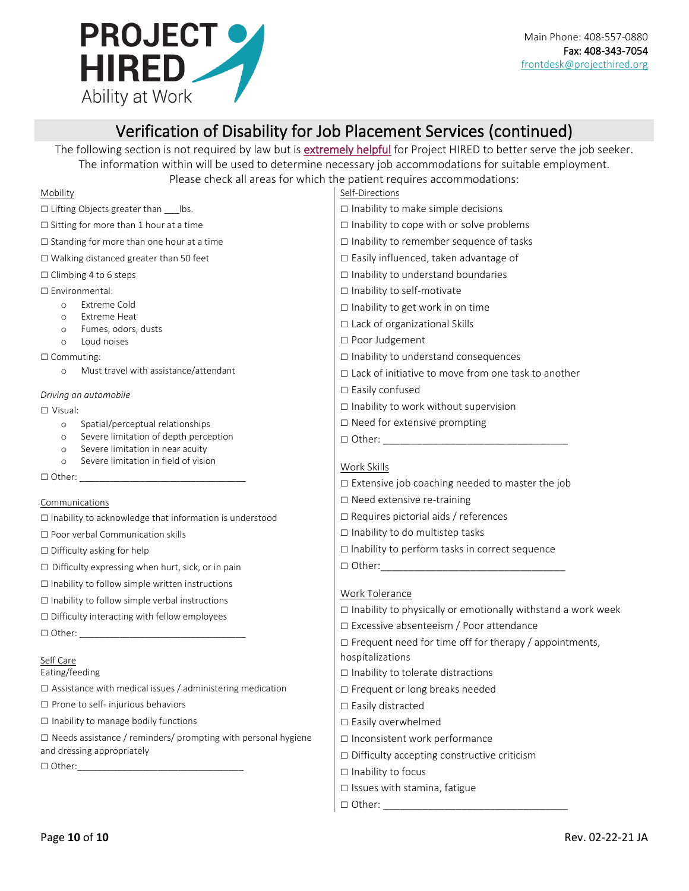PROJECT HIRED

Ability at Work

Main Phone: 408-557-0880
Fax: 408-343-7054
frontdesk@projecthired.org

## Verification of Disability for Job Placement Services (continued)

The following section is not required by law but is extremely helpful for Project HIRED to better serve the job seeker. The information within will be used to determine necessary job accommodations for suitable employment. Please check all areas for which the patient requires accommodations:

Mobility

☐ Lifting Objects greater than ___lbs.

☐ Sitting for more than 1 hour at a time

☐ Standing for more than one hour at a time

☐ Walking distanced greater than 50 feet

☐ Climbing 4 to 6 steps

☐ Environmental:

- Extreme Cold
- Extreme Heat
- Fumes, odors, dusts
- Loud noises

☐ Commuting:

- Must travel with assistance/attendant

*Driving an automobile*

☐ Visual:

- Spatial/perceptual relationships
- Severe limitation of depth perception
- Severe limitation in near acuity
- Severe limitation in field of vision

☐ Other: ________________________________

Communications

☐ Inability to acknowledge that information is understood

☐ Poor verbal Communication skills

☐ Difficulty asking for help

☐ Difficulty expressing when hurt, sick, or in pain

☐ Inability to follow simple written instructions

☐ Inability to follow simple verbal instructions

☐ Difficulty interacting with fellow employees

☐ Other: ________________________________

Self Care

Eating/feeding

☐ Assistance with medical issues / administering medication

☐ Prone to self- injurious behaviors

☐ Inability to manage bodily functions

☐ Needs assistance / reminders/ prompting with personal hygiene and dressing appropriately

☐ Other:________________________________

Self-Directions

☐ Inability to make simple decisions

☐ Inability to cope with or solve problems

☐ Inability to remember sequence of tasks

☐ Easily influenced, taken advantage of

☐ Inability to understand boundaries

☐ Inability to self-motivate

☐ Inability to get work in on time

☐ Lack of organizational Skills

☐ Poor Judgement

☐ Inability to understand consequences

☐ Lack of initiative to move from one task to another

☐ Easily confused

☐ Inability to work without supervision

☐ Need for extensive prompting

☐ Other: ________________________________

Work Skills

☐ Extensive job coaching needed to master the job

☐ Need extensive re-training

☐ Requires pictorial aids / references

☐ Inability to do multistep tasks

☐ Inability to perform tasks in correct sequence

☐ Other:________________________________

Work Tolerance

☐ Inability to physically or emotionally withstand a work week

☐ Excessive absenteeism / Poor attendance

☐ Frequent need for time off for therapy / appointments, hospitalizations

☐ Inability to tolerate distractions

☐ Frequent or long breaks needed

☐ Easily distracted

☐ Easily overwhelmed

☐ Inconsistent work performance

☐ Difficulty accepting constructive criticism

☐ Inability to focus

☐ Issues with stamina, fatigue

☐ Other: ________________________________

Rev. 02-22-21 JA